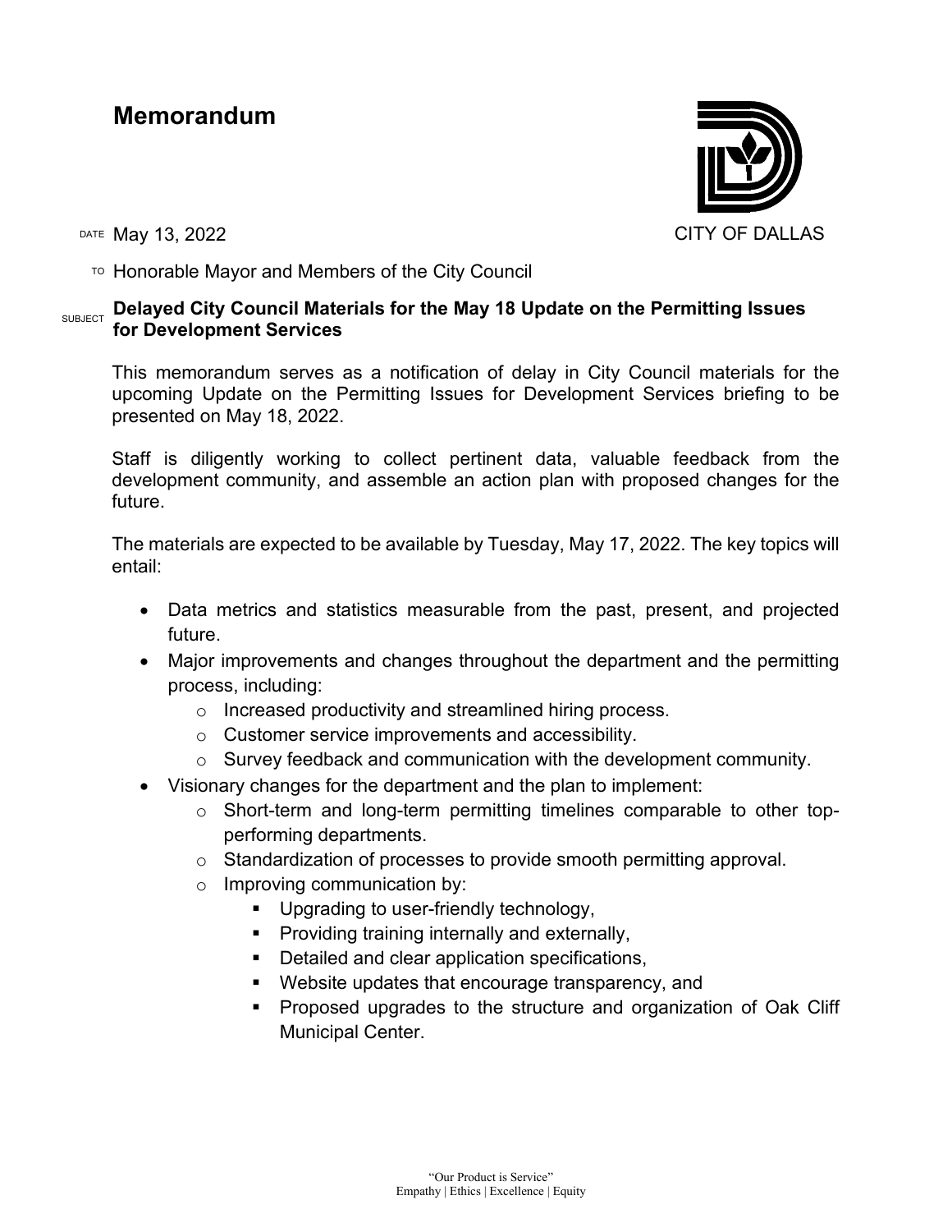# Memorandum

CITY OF DALLAS

DATE May 13, 2022

TO Honorable Mayor and Members of the City Council

SUBJECT **Delayed City Council Materials for the May 18 Update on the Permitting Issues for Development Services**

This memorandum serves as a notification of delay in City Council materials for the upcoming Update on the Permitting Issues for Development Services briefing to be presented on May 18, 2022.

Staff is diligently working to collect pertinent data, valuable feedback from the development community, and assemble an action plan with proposed changes for the future.

The materials are expected to be available by Tuesday, May 17, 2022. The key topics will entail:

- Data metrics and statistics measurable from the past, present, and projected future.
- Major improvements and changes throughout the department and the permitting process, including:
  - Increased productivity and streamlined hiring process.
  - Customer service improvements and accessibility.
  - Survey feedback and communication with the development community.
- Visionary changes for the department and the plan to implement:
  - Short-term and long-term permitting timelines comparable to other top-performing departments.
  - Standardization of processes to provide smooth permitting approval.
  - Improving communication by:
    - Upgrading to user-friendly technology,
    - Providing training internally and externally,
    - Detailed and clear application specifications,
    - Website updates that encourage transparency, and
    - Proposed upgrades to the structure and organization of Oak Cliff Municipal Center.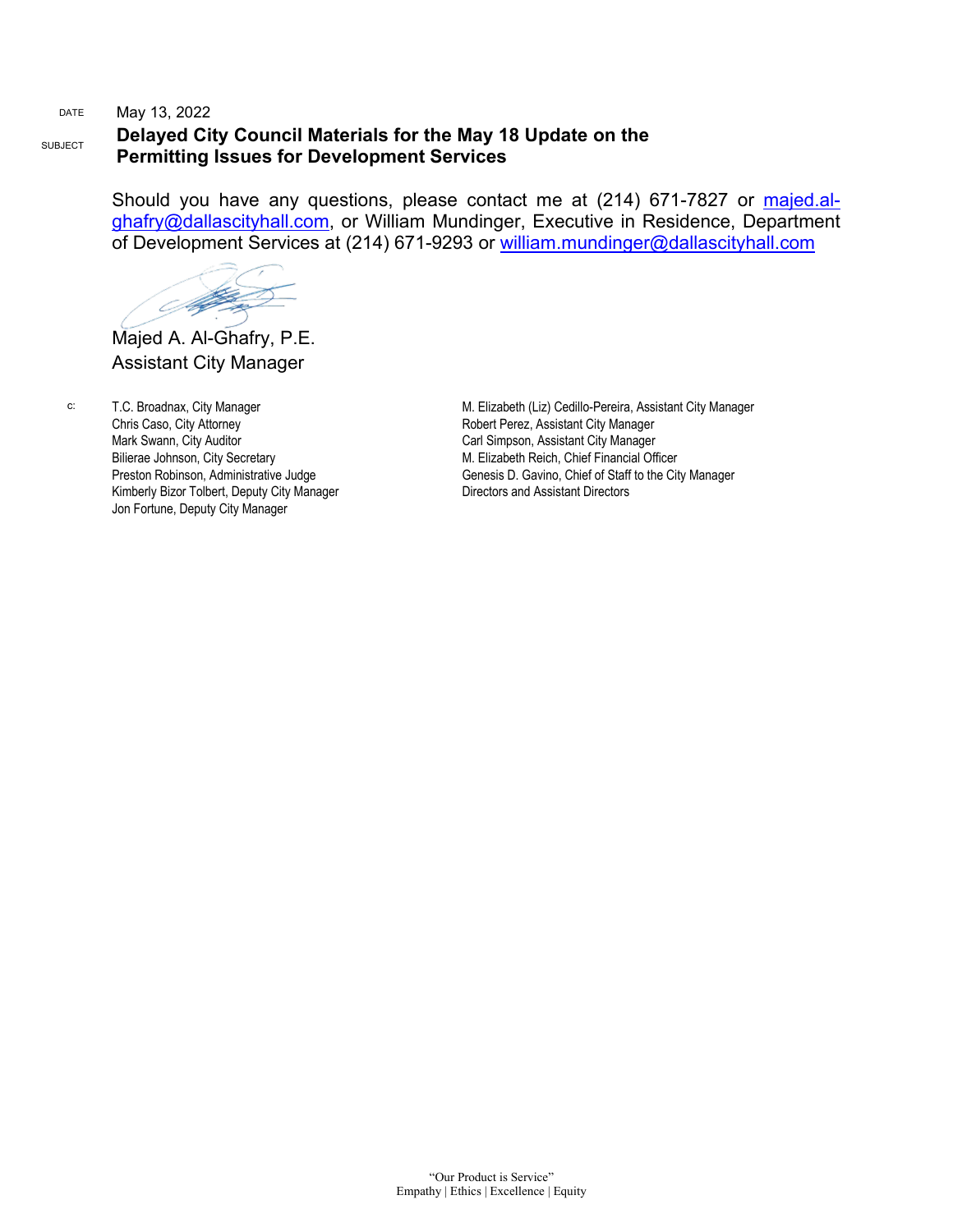DATE May 13, 2022

SUBJECT **Delayed City Council Materials for the May 18 Update on the Permitting Issues for Development Services**

Should you have any questions, please contact me at (214) 671-7827 or majed.al-ghafry@dallascityhall.com, or William Mundinger, Executive in Residence, Department of Development Services at (214) 671-9293 or william.mundinger@dallascityhall.com

Majed A. Al-Ghafry, P.E.
Assistant City Manager

c:
T.C. Broadnax, City Manager
Chris Caso, City Attorney
Mark Swann, City Auditor
Bilierae Johnson, City Secretary
Preston Robinson, Administrative Judge
Kimberly Bizor Tolbert, Deputy City Manager
Jon Fortune, Deputy City Manager
M. Elizabeth (Liz) Cedillo-Pereira, Assistant City Manager
Robert Perez, Assistant City Manager
Carl Simpson, Assistant City Manager
M. Elizabeth Reich, Chief Financial Officer
Genesis D. Gavino, Chief of Staff to the City Manager
Directors and Assistant Directors

"Our Product is Service"
Empathy | Ethics | Excellence | Equity